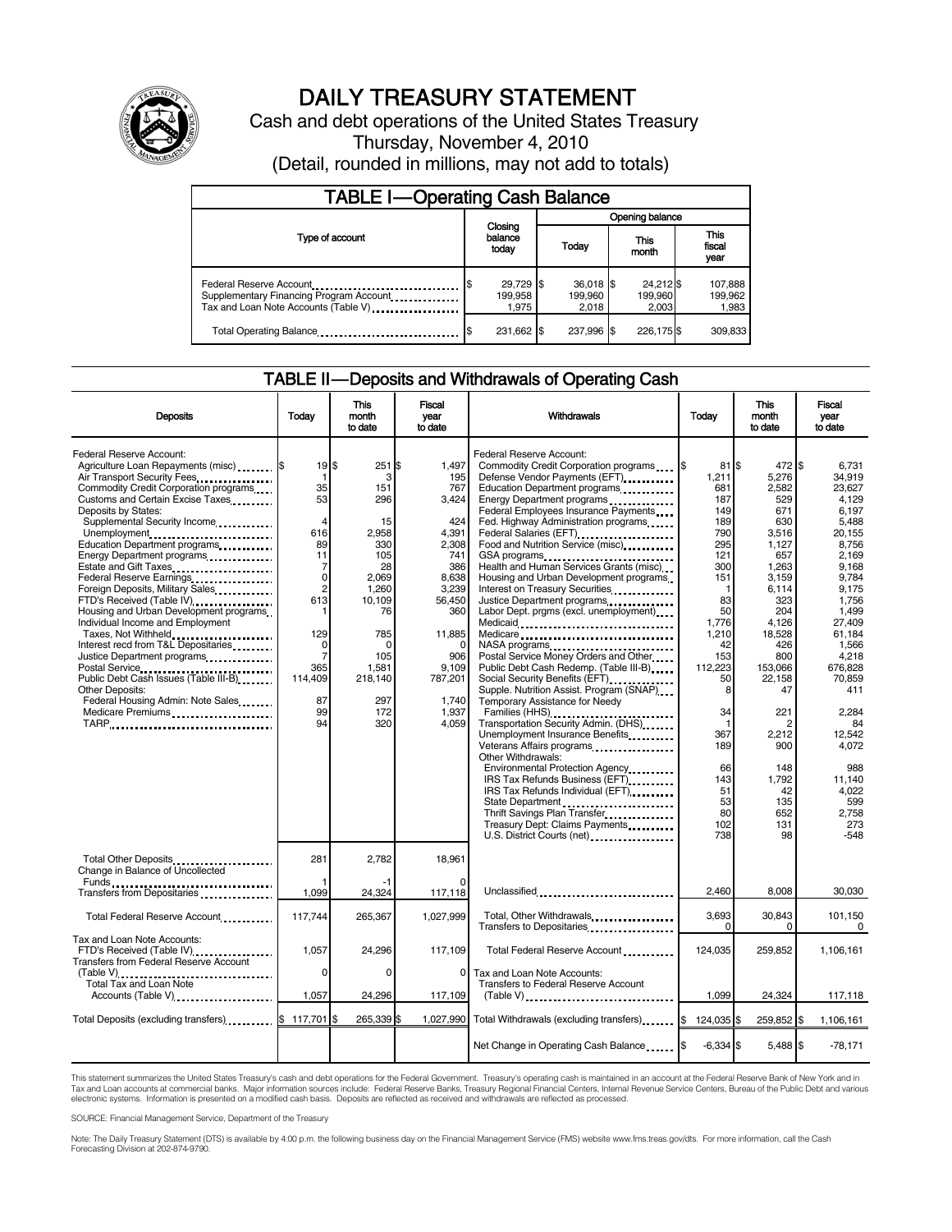# DAILY TREASURY STATEMENT

Cash and debt operations of the United States Treasury

Thursday, November 4, 2010

(Detail, rounded in millions, may not add to totals)

## TABLE I—Operating Cash Balance

| Type of account | Closing balance today | Opening balance Today | Opening balance This month | Opening balance This fiscal year |
|---|---|---|---|---|
| Federal Reserve Account | $ 29,729 | $ 36,018 | $ 24,212 | $ 107,888 |
| Supplementary Financing Program Account | 199,958 | 199,960 | 199,960 | 199,962 |
| Tax and Loan Note Accounts (Table V) | 1,975 | 2,018 | 2,003 | 1,983 |
| Total Operating Balance | $ 231,662 | $ 237,996 | $ 226,175 | $ 309,833 |

## TABLE II—Deposits and Withdrawals of Operating Cash

| Deposits | Today | This month to date | Fiscal year to date |
|---|---|---|---|
| Federal Reserve Account: | | | |
| Agriculture Loan Repayments (misc) | $ 19 | $ 251 | $ 1,497 |
| Air Transport Security Fees | 1 | 3 | 195 |
| Commodity Credit Corporation programs | 35 | 151 | 767 |
| Customs and Certain Excise Taxes | 53 | 296 | 3,424 |
| Deposits by States: | | | |
| Supplemental Security Income | 4 | 15 | 424 |
| Unemployment | 616 | 2,958 | 4,391 |
| Education Department programs | 89 | 330 | 2,308 |
| Energy Department programs | 11 | 105 | 741 |
| Estate and Gift Taxes | 7 | 28 | 386 |
| Federal Reserve Earnings | 0 | 2,069 | 8,638 |
| Foreign Deposits, Military Sales | 2 | 1,260 | 3,239 |
| FTD's Received (Table IV) | 613 | 10,109 | 56,450 |
| Housing and Urban Development programs | 1 | 76 | 360 |
| Individual Income and Employment Taxes, Not Withheld | 129 | 785 | 11,885 |
| Interest recd from T&L Depositaries | 0 | 0 | 0 |
| Justice Department programs | 7 | 105 | 906 |
| Postal Service | 365 | 1,581 | 9,109 |
| Public Debt Cash Issues (Table III-B) | 114,409 | 218,140 | 787,201 |
| Other Deposits: | | | |
| Federal Housing Admin: Note Sales | 87 | 297 | 1,740 |
| Medicare Premiums | 99 | 172 | 1,937 |
| TARP | 94 | 320 | 4,059 |
| Total Other Deposits | 281 | 2,782 | 18,961 |
| Change in Balance of Uncollected Funds | 1 | -1 | 0 |
| Transfers from Depositaries | 1,099 | 24,324 | 117,118 |
| Total Federal Reserve Account | 117,744 | 265,367 | 1,027,999 |
| Tax and Loan Note Accounts: | | | |
| FTD's Received (Table IV) | 1,057 | 24,296 | 117,109 |
| Transfers from Federal Reserve Account (Table V) | 0 | 0 | 0 |
| Total Tax and Loan Note Accounts (Table V) | 1,057 | 24,296 | 117,109 |
| Total Deposits (excluding transfers) | $ 117,701 | $ 265,339 | $ 1,027,990 |

| Withdrawals | Today | This month to date | Fiscal year to date |
|---|---|---|---|
| Federal Reserve Account: | | | |
| Commodity Credit Corporation programs | $ 81 | $ 472 | $ 6,731 |
| Defense Vendor Payments (EFT) | 1,211 | 5,276 | 34,919 |
| Education Department programs | 681 | 2,582 | 23,627 |
| Energy Department programs | 187 | 529 | 4,129 |
| Federal Employees Insurance Payments | 149 | 671 | 6,197 |
| Fed. Highway Administration programs | 189 | 630 | 5,488 |
| Federal Salaries (EFT) | 790 | 3,516 | 20,155 |
| Food and Nutrition Service (misc) | 295 | 1,127 | 8,756 |
| GSA programs | 121 | 657 | 2,169 |
| Health and Human Services Grants (misc) | 300 | 1,263 | 9,168 |
| Housing and Urban Development programs | 151 | 3,159 | 9,784 |
| Interest on Treasury Securities | 1 | 6,114 | 9,175 |
| Justice Department programs | 83 | 323 | 1,756 |
| Labor Dept. prgms (excl. unemployment) | 50 | 204 | 1,499 |
| Medicaid | 1,776 | 4,126 | 27,409 |
| Medicare | 1,210 | 18,528 | 61,184 |
| NASA programs | 42 | 426 | 1,566 |
| Postal Service Money Orders and Other | 153 | 800 | 4,218 |
| Public Debt Cash Redemp. (Table III-B) | 112,223 | 153,066 | 676,828 |
| Social Security Benefits (EFT) | 50 | 22,158 | 70,859 |
| Supple. Nutrition Assist. Program (SNAP) | 8 | 47 | 411 |
| Temporary Assistance for Needy Families (HHS) | 34 | 221 | 2,284 |
| Transportation Security Admin. (DHS) | 1 | 2 | 84 |
| Unemployment Insurance Benefits | 367 | 2,212 | 12,542 |
| Veterans Affairs programs | 189 | 900 | 4,072 |
| Other Withdrawals: | | | |
| Environmental Protection Agency | 66 | 148 | 988 |
| IRS Tax Refunds Business (EFT) | 143 | 1,792 | 11,140 |
| IRS Tax Refunds Individual (EFT) | 51 | 42 | 4,022 |
| State Department | 53 | 135 | 599 |
| Thrift Savings Plan Transfer | 80 | 652 | 2,758 |
| Treasury Dept: Claims Payments | 102 | 131 | 273 |
| U.S. District Courts (net) | 738 | 98 | -548 |
| Unclassified | 2,460 | 8,008 | 30,030 |
| Total, Other Withdrawals | 3,693 | 30,843 | 101,150 |
| Transfers to Depositaries | 0 | 0 | 0 |
| Total Federal Reserve Account | 124,035 | 259,852 | 1,106,161 |
| Tax and Loan Note Accounts: | | | |
| Transfers to Federal Reserve Account (Table V) | 1,099 | 24,324 | 117,118 |
| Total Withdrawals (excluding transfers) | $ 124,035 | $ 259,852 | $ 1,106,161 |
| Net Change in Operating Cash Balance | $ -6,334 | $ 5,488 | $ -78,171 |

This statement summarizes the United States Treasury's cash and debt operations for the Federal Government. Treasury's operating cash is maintained in an account at the Federal Reserve Bank of New York and in Tax and Loan accounts at commercial banks. Major information sources include: Federal Reserve Banks, Treasury Regional Financial Centers, Internal Revenue Service Centers, Bureau of the Public Debt and various electronic systems. Information is presented on a modified cash basis. Deposits are reflected as received and withdrawals are reflected as processed.

SOURCE: Financial Management Service, Department of the Treasury

Note: The Daily Treasury Statement (DTS) is available by 4:00 p.m. the following business day on the Financial Management Service (FMS) website www.fms.treas.gov/dts. For more information, call the Cash Forecasting Division at 202-874-9790.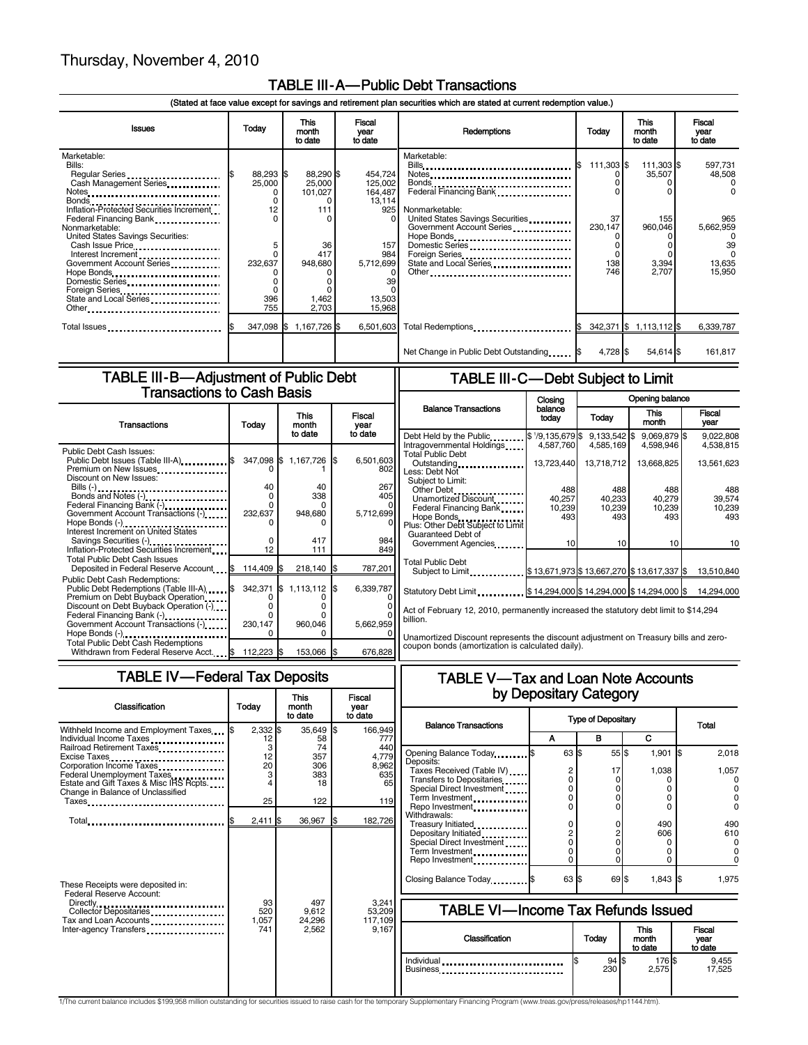Thursday, November 4, 2010

## TABLE III-A—Public Debt Transactions

(Stated at face value except for savings and retirement plan securities which are stated at current redemption value.)

| Issues | Today | This month to date | Fiscal year to date |
|---|---|---|---|
| Marketable: | | | |
| Bills: | | | |
| Regular Series | $ 88,293 | $ 88,290 | $ 454,724 |
| Cash Management Series | 25,000 | 25,000 | 125,002 |
| Notes | 0 | 101,027 | 164,487 |
| Bonds | 0 | 0 | 13,114 |
| Inflation-Protected Securities Increment | 12 | 111 | 925 |
| Federal Financing Bank | 0 | 0 | 0 |
| Nonmarketable: | | | |
| United States Savings Securities: | | | |
| Cash Issue Price | 5 | 36 | 157 |
| Interest Increment | 0 | 417 | 984 |
| Government Account Series | 232,637 | 948,680 | 5,712,699 |
| Hope Bonds | 0 | 0 | 0 |
| Domestic Series | 0 | 0 | 39 |
| Foreign Series | 0 | 0 | 0 |
| State and Local Series | 396 | 1,462 | 13,503 |
| Other | 755 | 2,703 | 15,968 |
| Total Issues | $ 347,098 | $ 1,167,726 | $ 6,501,603 |

| Redemptions | Today | This month to date | Fiscal year to date |
|---|---|---|---|
| Marketable: | | | |
| Bills | $ 111,303 | $ 111,303 | $ 597,731 |
| Notes | 0 | 35,507 | 48,508 |
| Bonds | 0 | 0 | 0 |
| Federal Financing Bank | 0 | 0 | 0 |
| Nonmarketable: | | | |
| United States Savings Securities | 37 | 155 | 965 |
| Government Account Series | 230,147 | 960,046 | 5,662,959 |
| Hope Bonds | 0 | 0 | 0 |
| Domestic Series | 0 | 0 | 39 |
| Foreign Series | 0 | 0 | 0 |
| State and Local Series | 138 | 3,394 | 13,635 |
| Other | 746 | 2,707 | 15,950 |
| Total Redemptions | $ 342,371 | $ 1,113,112 | $ 6,339,787 |
| Net Change in Public Debt Outstanding | $ 4,728 | $ 54,614 | $ 161,817 |

## TABLE III-B—Adjustment of Public Debt Transactions to Cash Basis

| Transactions | Today | This month to date | Fiscal year to date |
|---|---|---|---|
| Public Debt Cash Issues: | | | |
| Public Debt Issues (Table III-A) | $ 347,098 | $ 1,167,726 | $ 6,501,603 |
| Premium on New Issues | 0 | 1 | 802 |
| Discount on New Issues: | | | |
| Bills (-) | 40 | 40 | 267 |
| Bonds and Notes (-) | 0 | 338 | 405 |
| Federal Financing Bank (-) | 0 | 0 | 0 |
| Government Account Transactions (-) | 232,637 | 948,680 | 5,712,699 |
| Hope Bonds (-) | 0 | 0 | 0 |
| Interest Increment on United States Savings Securities (-) | 0 | 417 | 984 |
| Inflation-Protected Securities Increment | 12 | 111 | 849 |
| Total Public Debt Cash Issues Deposited in Federal Reserve Account | $ 114,409 | $ 218,140 | $ 787,201 |
| Public Debt Cash Redemptions: | | | |
| Public Debt Redemptions (Table III-A) | $ 342,371 | $ 1,113,112 | $ 6,339,787 |
| Premium on Debt Buyback Operation | 0 | 0 | 0 |
| Discount on Debt Buyback Operation (-) | 0 | 0 | 0 |
| Federal Financing Bank (-) | 0 | 0 | 0 |
| Government Account Transactions (-) | 230,147 | 960,046 | 5,662,959 |
| Hope Bonds (-) | 0 | 0 | 0 |
| Total Public Debt Cash Redemptions Withdrawn from Federal Reserve Acct. | $ 112,223 | $ 153,066 | $ 676,828 |

## TABLE III-C—Debt Subject to Limit

| Balance Transactions | Closing balance today | Opening balance Today | Opening balance This month | Opening balance Fiscal year |
|---|---|---|---|---|
| Debt Held by the Public | $ [1]9,135,679 | $ 9,133,542 | $ 9,069,879 | $ 9,022,808 |
| Intragovernmental Holdings | 4,587,760 | 4,585,169 | 4,598,946 | 4,538,815 |
| Total Public Debt Outstanding | 13,723,440 | 13,718,712 | 13,668,825 | 13,561,623 |
| Less: Debt Not Subject to Limit: | | | | |
| Other Debt | 488 | 488 | 488 | 488 |
| Unamortized Discount | 40,257 | 40,233 | 40,279 | 39,574 |
| Federal Financing Bank | 10,239 | 10,239 | 10,239 | 10,239 |
| Hope Bonds | 493 | 493 | 493 | 493 |
| Plus: Other Debt Subject to Limit | | | | |
| Guaranteed Debt of Government Agencies | 10 | 10 | 10 | 10 |
| Total Public Debt Subject to Limit | $ 13,671,973 | $ 13,667,270 | $ 13,617,337 | $ 13,510,840 |
| Statutory Debt Limit | $ 14,294,000 | $ 14,294,000 | $ 14,294,000 | $ 14,294,000 |

Act of February 12, 2010, permanently increased the statutory debt limit to $14,294 billion.

Unamortized Discount represents the discount adjustment on Treasury bills and zero-coupon bonds (amortization is calculated daily).

## TABLE IV—Federal Tax Deposits

| Classification | Today | This month to date | Fiscal year to date |
|---|---|---|---|
| Withheld Income and Employment Taxes | $ 2,332 | $ 35,649 | $ 166,949 |
| Individual Income Taxes | 12 | 58 | 777 |
| Railroad Retirement Taxes | 3 | 74 | 440 |
| Excise Taxes | 12 | 357 | 4,779 |
| Corporation Income Taxes | 20 | 306 | 8,962 |
| Federal Unemployment Taxes | 3 | 383 | 635 |
| Estate and Gift Taxes & Misc IRS Rcpts. | 4 | 18 | 65 |
| Change in Balance of Unclassified Taxes | 25 | 122 | 119 |
| Total | $ 2,411 | $ 36,967 | $ 182,726 |
| These Receipts were deposited in: | | | |
| Federal Reserve Account: | | | |
| Directly | 93 | 497 | 3,241 |
| Collector Depositaries | 520 | 9,612 | 53,209 |
| Tax and Loan Accounts | 1,057 | 24,296 | 117,109 |
| Inter-agency Transfers | 741 | 2,562 | 9,167 |

## TABLE V—Tax and Loan Note Accounts by Depositary Category

| Balance Transactions | Type of Depositary A | Type of Depositary B | Type of Depositary C | Total |
|---|---|---|---|---|
| Opening Balance Today | $ 63 | $ 55 | $ 1,901 | $ 2,018 |
| Deposits: | | | | |
| Taxes Received (Table IV) | 2 | 17 | 1,038 | 1,057 |
| Transfers to Depositaries | 0 | 0 | 0 | 0 |
| Special Direct Investment | 0 | 0 | 0 | 0 |
| Term Investment | 0 | 0 | 0 | 0 |
| Repo Investment | 0 | 0 | 0 | 0 |
| Withdrawals: | | | | |
| Treasury Initiated | 0 | 0 | 490 | 490 |
| Depositary Initiated | 2 | 2 | 606 | 610 |
| Special Direct Investment | 0 | 0 | 0 | 0 |
| Term Investment | 0 | 0 | 0 | 0 |
| Repo Investment | 0 | 0 | 0 | 0 |
| Closing Balance Today | $ 63 | $ 69 | $ 1,843 | $ 1,975 |

## TABLE VI—Income Tax Refunds Issued

| Classification | Today | This month to date | Fiscal year to date |
|---|---|---|---|
| Individual | $ 94 | $ 176 | $ 9,455 |
| Business | 230 | 2,575 | 17,525 |

1/The current balance includes $199,958 million outstanding for securities issued to raise cash for the temporary Supplementary Financing Program (www.treas.gov/press/releases/hp1144.htm).